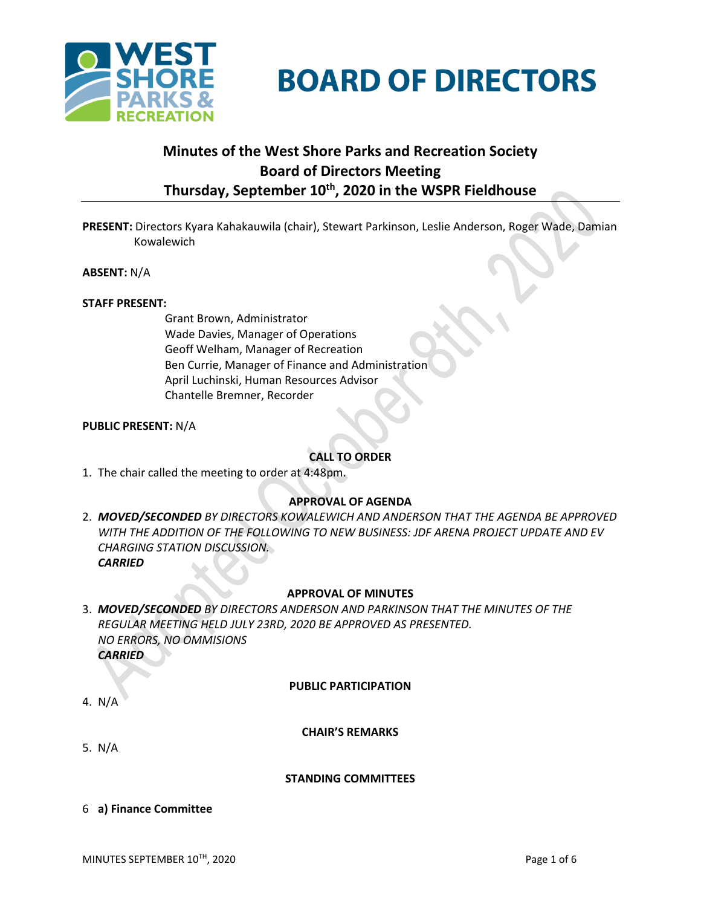# BOARD OF DIRECTORS

## Minutes of the West Shore Parks and Recreation Society Board of Directors Meeting Thursday, September 10th, 2020 in the WSPR Fieldhouse

**PRESENT:** Directors Kyara Kahakauwila (chair), Stewart Parkinson, Leslie Anderson, Roger Wade, Damian Kowalewich

**ABSENT:** N/A

**STAFF PRESENT:**

Grant Brown, Administrator
Wade Davies, Manager of Operations
Geoff Welham, Manager of Recreation
Ben Currie, Manager of Finance and Administration
April Luchinski, Human Resources Advisor
Chantelle Bremner, Recorder

**PUBLIC PRESENT:** N/A

### CALL TO ORDER

1. The chair called the meeting to order at 4:48pm.

### APPROVAL OF AGENDA

2. ***MOVED/SECONDED*** *BY DIRECTORS KOWALEWICH AND ANDERSON THAT THE AGENDA BE APPROVED WITH THE ADDITION OF THE FOLLOWING TO NEW BUSINESS: JDF ARENA PROJECT UPDATE AND EV CHARGING STATION DISCUSSION.*
   ***CARRIED***

### APPROVAL OF MINUTES

3. ***MOVED/SECONDED*** *BY DIRECTORS ANDERSON AND PARKINSON THAT THE MINUTES OF THE REGULAR MEETING HELD JULY 23RD, 2020 BE APPROVED AS PRESENTED.*
   *NO ERRORS, NO OMMISIONS*
   ***CARRIED***

### PUBLIC PARTICIPATION

4. N/A

### CHAIR'S REMARKS

5. N/A

### STANDING COMMITTEES

6 **a) Finance Committee**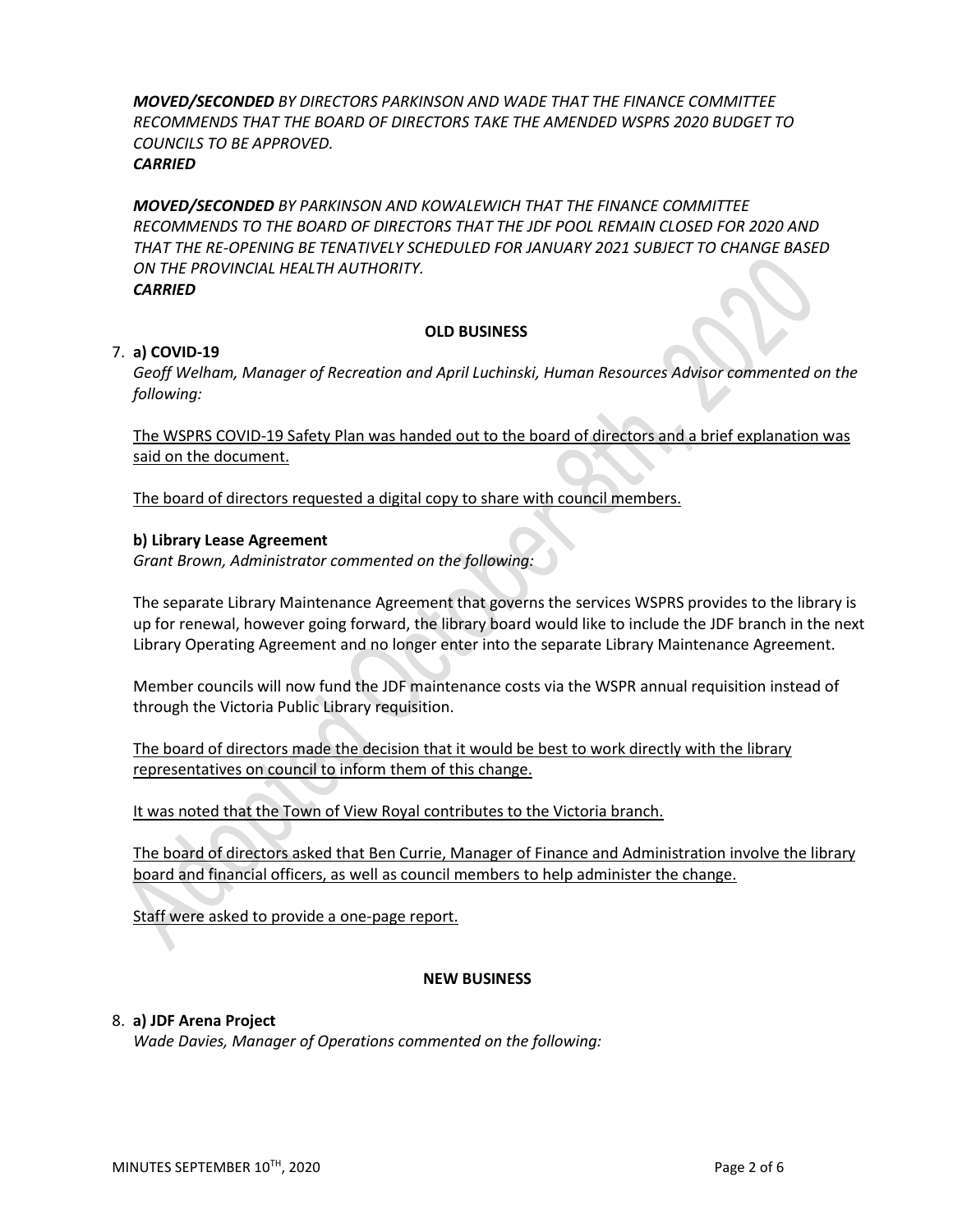***MOVED/SECONDED** BY DIRECTORS PARKINSON AND WADE THAT THE FINANCE COMMITTEE RECOMMENDS THAT THE BOARD OF DIRECTORS TAKE THE AMENDED WSPRS 2020 BUDGET TO COUNCILS TO BE APPROVED.*
***CARRIED***

***MOVED/SECONDED** BY PARKINSON AND KOWALEWICH THAT THE FINANCE COMMITTEE RECOMMENDS TO THE BOARD OF DIRECTORS THAT THE JDF POOL REMAIN CLOSED FOR 2020 AND THAT THE RE-OPENING BE TENATIVELY SCHEDULED FOR JANUARY 2021 SUBJECT TO CHANGE BASED ON THE PROVINCIAL HEALTH AUTHORITY.*
***CARRIED***

## OLD BUSINESS

7. **a) COVID-19**

*Geoff Welham, Manager of Recreation and April Luchinski, Human Resources Advisor commented on the following:*

<u>The WSPRS COVID-19 Safety Plan was handed out to the board of directors and a brief explanation was said on the document.</u>

<u>The board of directors requested a digital copy to share with council members.</u>

**b) Library Lease Agreement**

*Grant Brown, Administrator commented on the following:*

The separate Library Maintenance Agreement that governs the services WSPRS provides to the library is up for renewal, however going forward, the library board would like to include the JDF branch in the next Library Operating Agreement and no longer enter into the separate Library Maintenance Agreement.

Member councils will now fund the JDF maintenance costs via the WSPR annual requisition instead of through the Victoria Public Library requisition.

<u>The board of directors made the decision that it would be best to work directly with the library representatives on council to inform them of this change.</u>

<u>It was noted that the Town of View Royal contributes to the Victoria branch.</u>

<u>The board of directors asked that Ben Currie, Manager of Finance and Administration involve the library board and financial officers, as well as council members to help administer the change.</u>

<u>Staff were asked to provide a one-page report.</u>

## NEW BUSINESS

8. **a) JDF Arena Project**

*Wade Davies, Manager of Operations commented on the following:*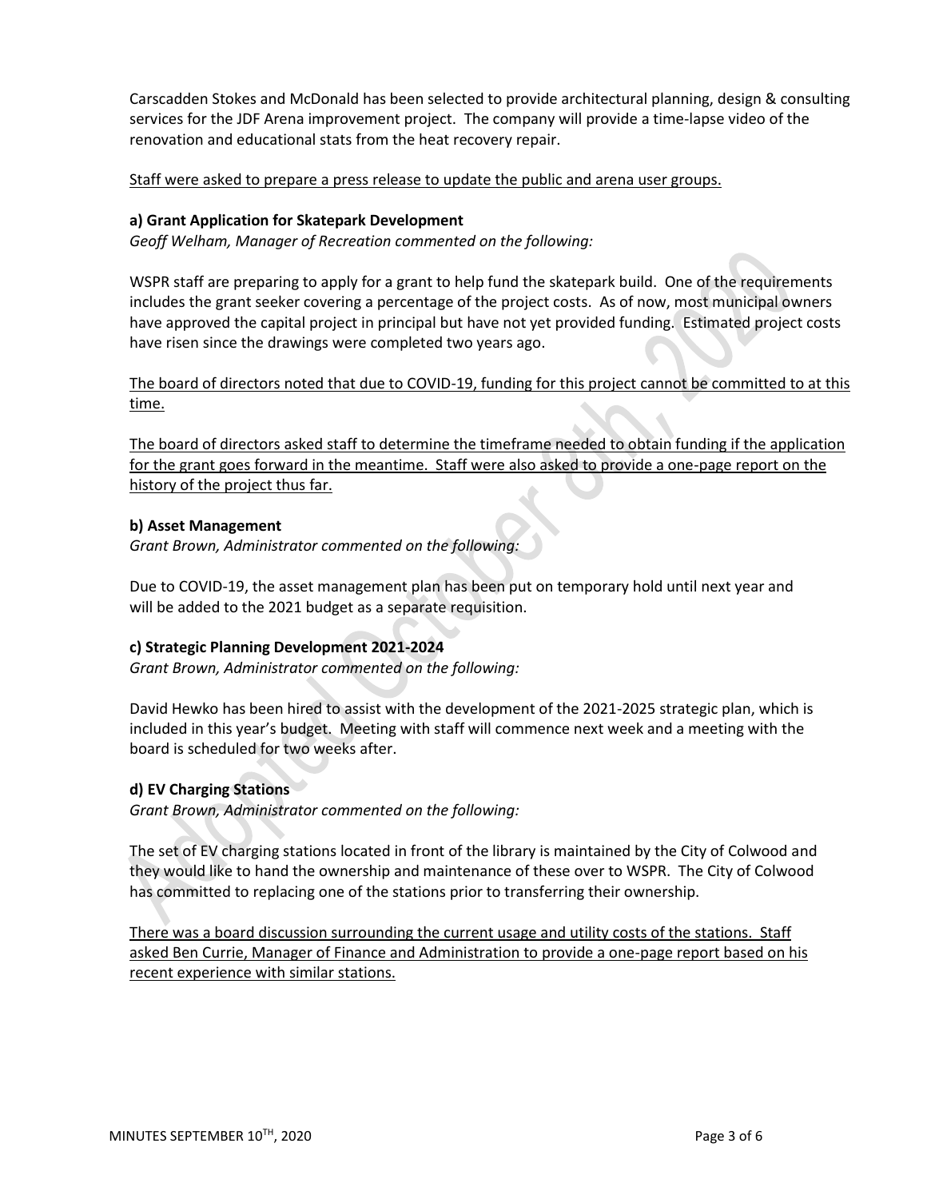Carscadden Stokes and McDonald has been selected to provide architectural planning, design & consulting services for the JDF Arena improvement project. The company will provide a time-lapse video of the renovation and educational stats from the heat recovery repair.

<u>Staff were asked to prepare a press release to update the public and arena user groups.</u>

**a) Grant Application for Skatepark Development**

*Geoff Welham, Manager of Recreation commented on the following:*

WSPR staff are preparing to apply for a grant to help fund the skatepark build. One of the requirements includes the grant seeker covering a percentage of the project costs. As of now, most municipal owners have approved the capital project in principal but have not yet provided funding. Estimated project costs have risen since the drawings were completed two years ago.

<u>The board of directors noted that due to COVID-19, funding for this project cannot be committed to at this time.</u>

<u>The board of directors asked staff to determine the timeframe needed to obtain funding if the application for the grant goes forward in the meantime. Staff were also asked to provide a one-page report on the history of the project thus far.</u>

**b) Asset Management**

*Grant Brown, Administrator commented on the following:*

Due to COVID-19, the asset management plan has been put on temporary hold until next year and will be added to the 2021 budget as a separate requisition.

**c) Strategic Planning Development 2021-2024**

*Grant Brown, Administrator commented on the following:*

David Hewko has been hired to assist with the development of the 2021-2025 strategic plan, which is included in this year's budget. Meeting with staff will commence next week and a meeting with the board is scheduled for two weeks after.

**d) EV Charging Stations**

*Grant Brown, Administrator commented on the following:*

The set of EV charging stations located in front of the library is maintained by the City of Colwood and they would like to hand the ownership and maintenance of these over to WSPR. The City of Colwood has committed to replacing one of the stations prior to transferring their ownership.

<u>There was a board discussion surrounding the current usage and utility costs of the stations. Staff asked Ben Currie, Manager of Finance and Administration to provide a one-page report based on his recent experience with similar stations.</u>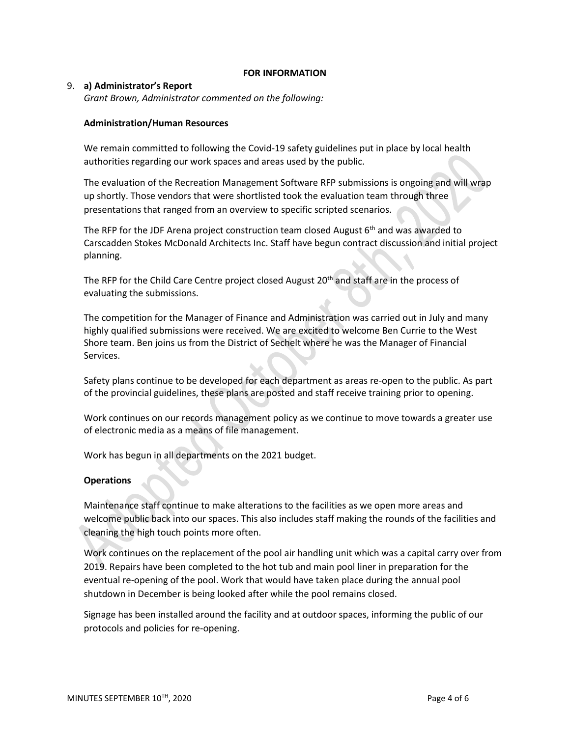**FOR INFORMATION**

9. **a) Administrator's Report**

*Grant Brown, Administrator commented on the following:*

**Administration/Human Resources**

We remain committed to following the Covid-19 safety guidelines put in place by local health authorities regarding our work spaces and areas used by the public.

The evaluation of the Recreation Management Software RFP submissions is ongoing and will wrap up shortly. Those vendors that were shortlisted took the evaluation team through three presentations that ranged from an overview to specific scripted scenarios.

The RFP for the JDF Arena project construction team closed August 6th and was awarded to Carscadden Stokes McDonald Architects Inc. Staff have begun contract discussion and initial project planning.

The RFP for the Child Care Centre project closed August 20th and staff are in the process of evaluating the submissions.

The competition for the Manager of Finance and Administration was carried out in July and many highly qualified submissions were received. We are excited to welcome Ben Currie to the West Shore team. Ben joins us from the District of Sechelt where he was the Manager of Financial Services.

Safety plans continue to be developed for each department as areas re-open to the public. As part of the provincial guidelines, these plans are posted and staff receive training prior to opening.

Work continues on our records management policy as we continue to move towards a greater use of electronic media as a means of file management.

Work has begun in all departments on the 2021 budget.

**Operations**

Maintenance staff continue to make alterations to the facilities as we open more areas and welcome public back into our spaces. This also includes staff making the rounds of the facilities and cleaning the high touch points more often.

Work continues on the replacement of the pool air handling unit which was a capital carry over from 2019. Repairs have been completed to the hot tub and main pool liner in preparation for the eventual re-opening of the pool. Work that would have taken place during the annual pool shutdown in December is being looked after while the pool remains closed.

Signage has been installed around the facility and at outdoor spaces, informing the public of our protocols and policies for re-opening.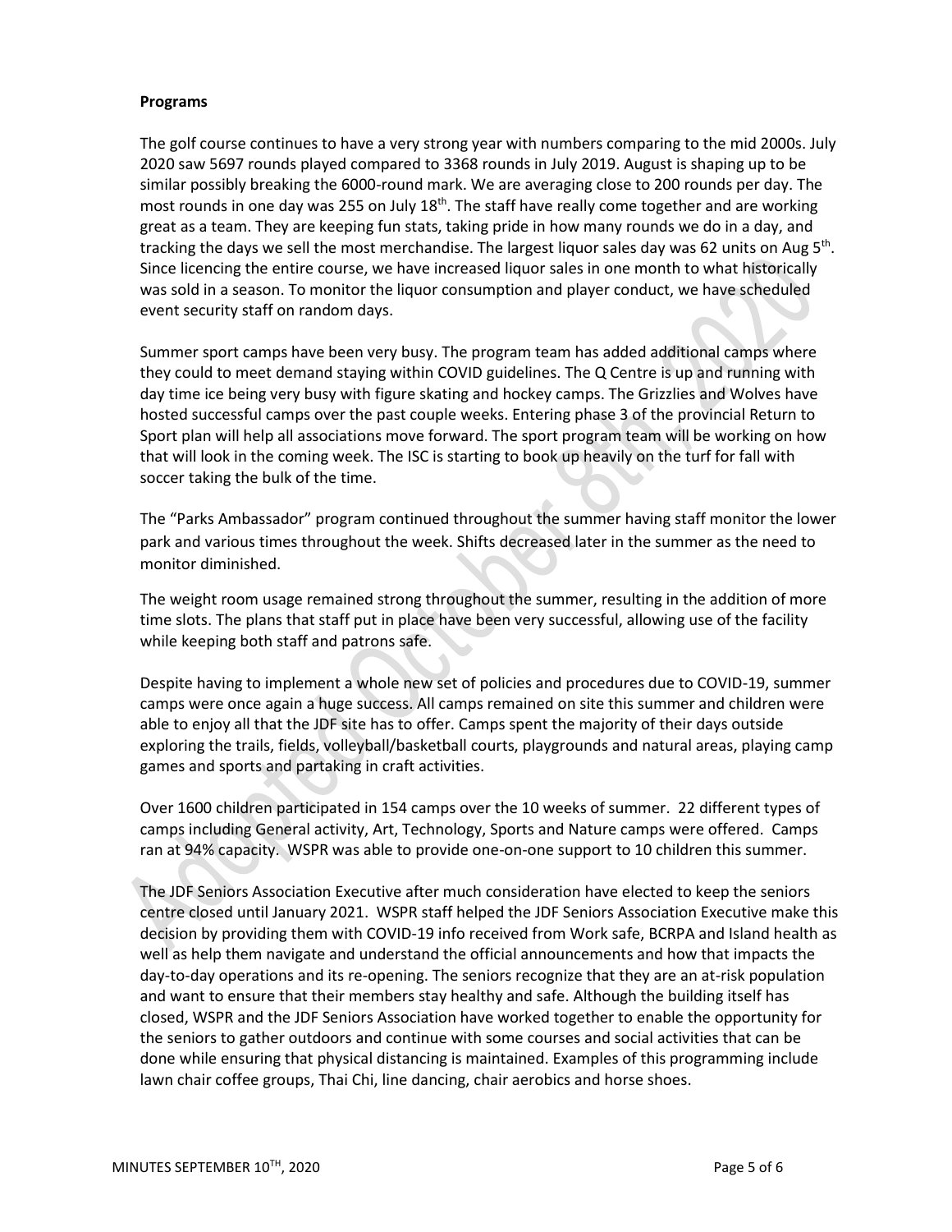**Programs**

The golf course continues to have a very strong year with numbers comparing to the mid 2000s. July 2020 saw 5697 rounds played compared to 3368 rounds in July 2019. August is shaping up to be similar possibly breaking the 6000-round mark. We are averaging close to 200 rounds per day. The most rounds in one day was 255 on July 18th. The staff have really come together and are working great as a team. They are keeping fun stats, taking pride in how many rounds we do in a day, and tracking the days we sell the most merchandise. The largest liquor sales day was 62 units on Aug 5th. Since licencing the entire course, we have increased liquor sales in one month to what historically was sold in a season. To monitor the liquor consumption and player conduct, we have scheduled event security staff on random days.

Summer sport camps have been very busy. The program team has added additional camps where they could to meet demand staying within COVID guidelines. The Q Centre is up and running with day time ice being very busy with figure skating and hockey camps. The Grizzlies and Wolves have hosted successful camps over the past couple weeks. Entering phase 3 of the provincial Return to Sport plan will help all associations move forward. The sport program team will be working on how that will look in the coming week. The ISC is starting to book up heavily on the turf for fall with soccer taking the bulk of the time.

The "Parks Ambassador" program continued throughout the summer having staff monitor the lower park and various times throughout the week. Shifts decreased later in the summer as the need to monitor diminished.

The weight room usage remained strong throughout the summer, resulting in the addition of more time slots. The plans that staff put in place have been very successful, allowing use of the facility while keeping both staff and patrons safe.

Despite having to implement a whole new set of policies and procedures due to COVID-19, summer camps were once again a huge success. All camps remained on site this summer and children were able to enjoy all that the JDF site has to offer. Camps spent the majority of their days outside exploring the trails, fields, volleyball/basketball courts, playgrounds and natural areas, playing camp games and sports and partaking in craft activities.

Over 1600 children participated in 154 camps over the 10 weeks of summer. 22 different types of camps including General activity, Art, Technology, Sports and Nature camps were offered. Camps ran at 94% capacity. WSPR was able to provide one-on-one support to 10 children this summer.

The JDF Seniors Association Executive after much consideration have elected to keep the seniors centre closed until January 2021. WSPR staff helped the JDF Seniors Association Executive make this decision by providing them with COVID-19 info received from Work safe, BCRPA and Island health as well as help them navigate and understand the official announcements and how that impacts the day-to-day operations and its re-opening. The seniors recognize that they are an at-risk population and want to ensure that their members stay healthy and safe. Although the building itself has closed, WSPR and the JDF Seniors Association have worked together to enable the opportunity for the seniors to gather outdoors and continue with some courses and social activities that can be done while ensuring that physical distancing is maintained. Examples of this programming include lawn chair coffee groups, Thai Chi, line dancing, chair aerobics and horse shoes.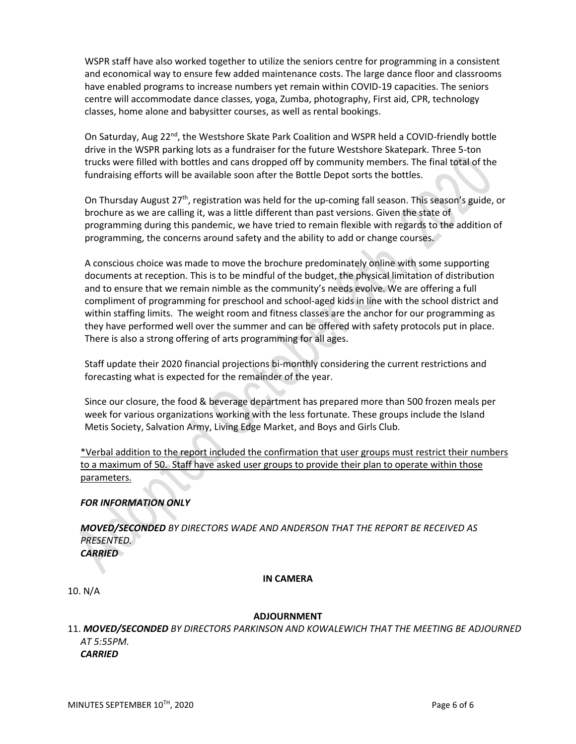WSPR staff have also worked together to utilize the seniors centre for programming in a consistent and economical way to ensure few added maintenance costs. The large dance floor and classrooms have enabled programs to increase numbers yet remain within COVID-19 capacities. The seniors centre will accommodate dance classes, yoga, Zumba, photography, First aid, CPR, technology classes, home alone and babysitter courses, as well as rental bookings.

On Saturday, Aug 22nd, the Westshore Skate Park Coalition and WSPR held a COVID-friendly bottle drive in the WSPR parking lots as a fundraiser for the future Westshore Skatepark. Three 5-ton trucks were filled with bottles and cans dropped off by community members. The final total of the fundraising efforts will be available soon after the Bottle Depot sorts the bottles.

On Thursday August 27th, registration was held for the up-coming fall season. This season's guide, or brochure as we are calling it, was a little different than past versions. Given the state of programming during this pandemic, we have tried to remain flexible with regards to the addition of programming, the concerns around safety and the ability to add or change courses.

A conscious choice was made to move the brochure predominately online with some supporting documents at reception. This is to be mindful of the budget, the physical limitation of distribution and to ensure that we remain nimble as the community's needs evolve. We are offering a full compliment of programming for preschool and school-aged kids in line with the school district and within staffing limits. The weight room and fitness classes are the anchor for our programming as they have performed well over the summer and can be offered with safety protocols put in place. There is also a strong offering of arts programming for all ages.

Staff update their 2020 financial projections bi-monthly considering the current restrictions and forecasting what is expected for the remainder of the year.

Since our closure, the food & beverage department has prepared more than 500 frozen meals per week for various organizations working with the less fortunate. These groups include the Island Metis Society, Salvation Army, Living Edge Market, and Boys and Girls Club.

<u>*Verbal addition to the report included the confirmation that user groups must restrict their numbers to a maximum of 50. Staff have asked user groups to provide their plan to operate within those parameters.</u>

***FOR INFORMATION ONLY***

***MOVED/SECONDED*** *BY DIRECTORS WADE AND ANDERSON THAT THE REPORT BE RECEIVED AS PRESENTED.*
***CARRIED***

**IN CAMERA**

10. N/A

**ADJOURNMENT**

11. ***MOVED/SECONDED*** *BY DIRECTORS PARKINSON AND KOWALEWICH THAT THE MEETING BE ADJOURNED AT 5:55PM.*
***CARRIED***